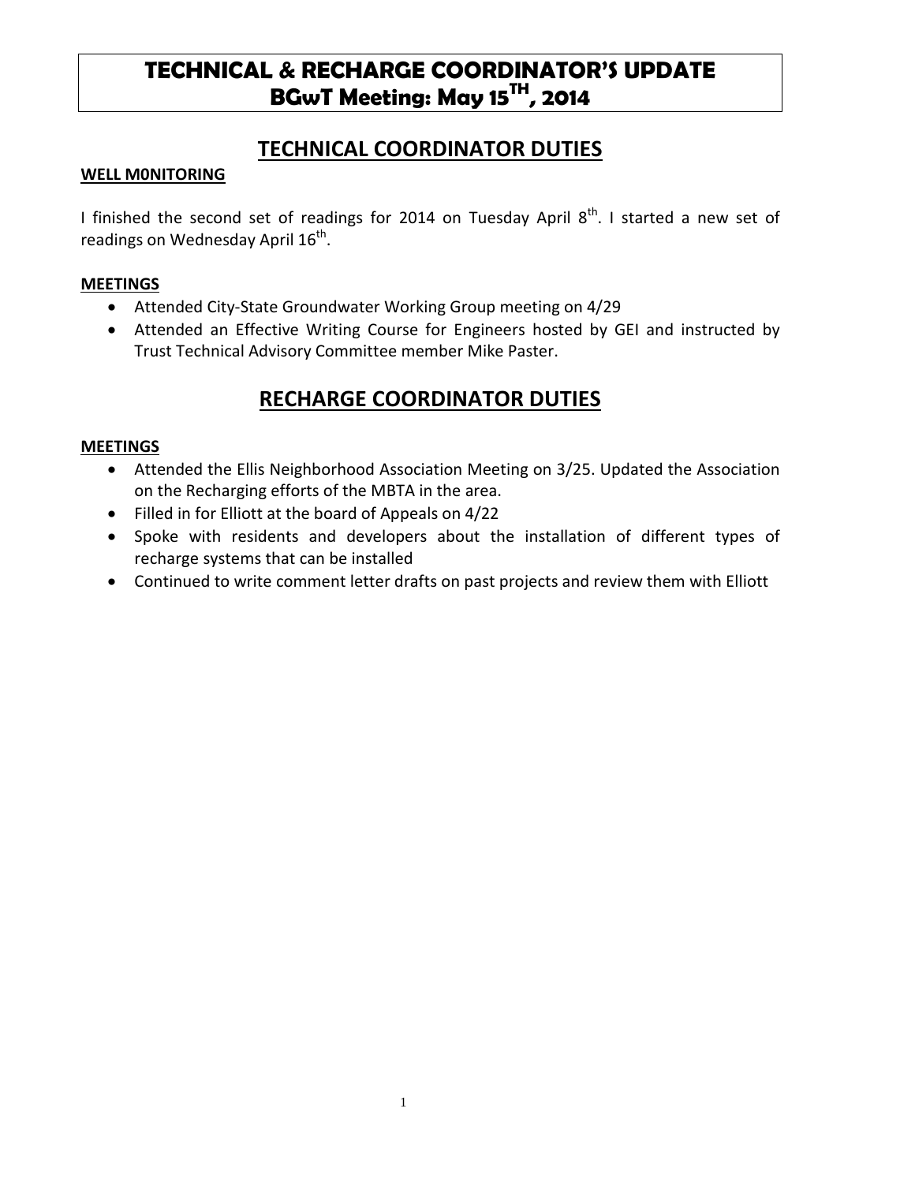# TECHNICAL & RECHARGE COORDINATOR'S UPDATE
# BGwT Meeting: May 15TH, 2014

## TECHNICAL COORDINATOR DUTIES

**WELL M0NITORING**

I finished the second set of readings for 2014 on Tuesday April 8th. I started a new set of readings on Wednesday April 16th.

**MEETINGS**

- Attended City-State Groundwater Working Group meeting on 4/29
- Attended an Effective Writing Course for Engineers hosted by GEI and instructed by Trust Technical Advisory Committee member Mike Paster.

## RECHARGE COORDINATOR DUTIES

**MEETINGS**

- Attended the Ellis Neighborhood Association Meeting on 3/25. Updated the Association on the Recharging efforts of the MBTA in the area.
- Filled in for Elliott at the board of Appeals on 4/22
- Spoke with residents and developers about the installation of different types of recharge systems that can be installed
- Continued to write comment letter drafts on past projects and review them with Elliott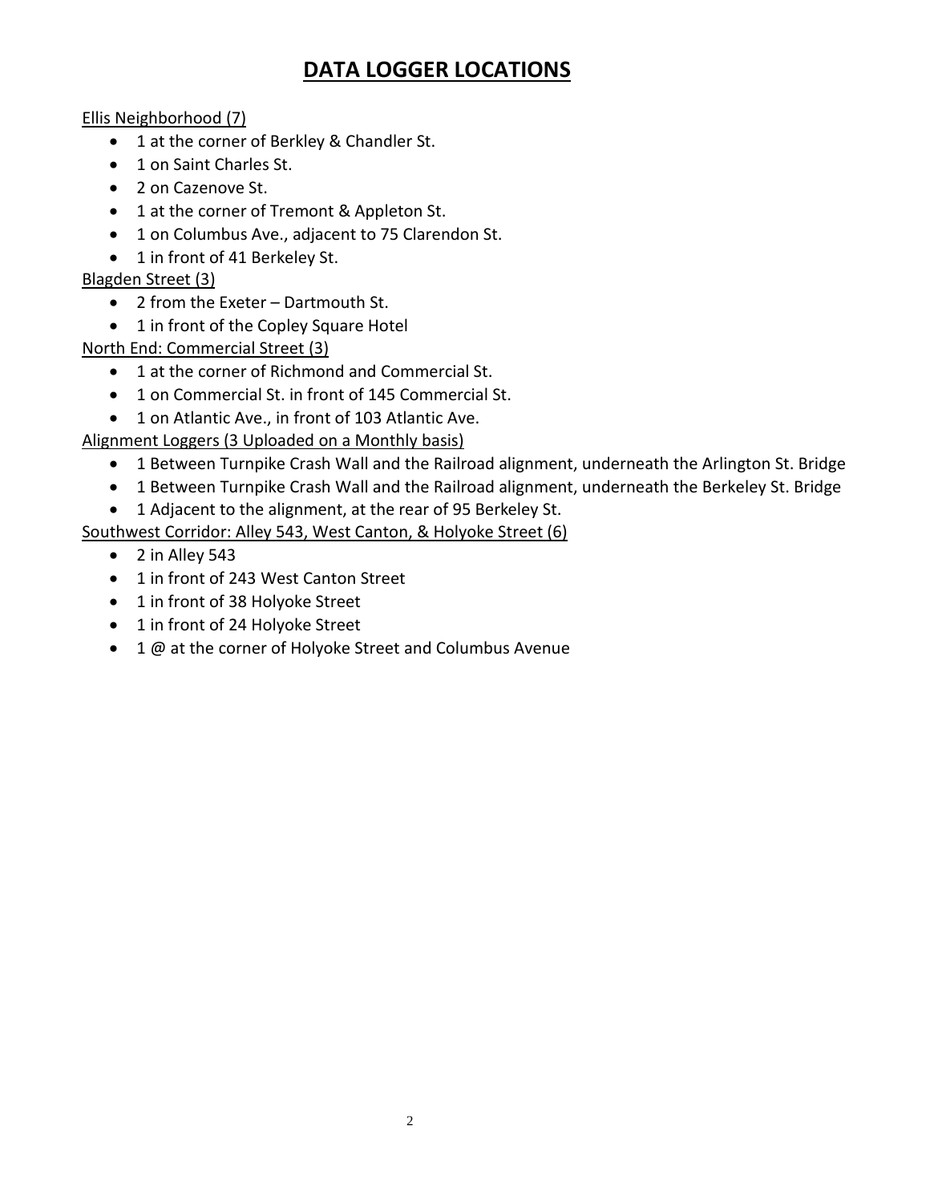# DATA LOGGER LOCATIONS

Ellis Neighborhood (7)

- 1 at the corner of Berkley & Chandler St.
- 1 on Saint Charles St.
- 2 on Cazenove St.
- 1 at the corner of Tremont & Appleton St.
- 1 on Columbus Ave., adjacent to 75 Clarendon St.
- 1 in front of 41 Berkeley St.

Blagden Street (3)

- 2 from the Exeter – Dartmouth St.
- 1 in front of the Copley Square Hotel

North End: Commercial Street (3)

- 1 at the corner of Richmond and Commercial St.
- 1 on Commercial St. in front of 145 Commercial St.
- 1 on Atlantic Ave., in front of 103 Atlantic Ave.

Alignment Loggers (3 Uploaded on a Monthly basis)

- 1 Between Turnpike Crash Wall and the Railroad alignment, underneath the Arlington St. Bridge
- 1 Between Turnpike Crash Wall and the Railroad alignment, underneath the Berkeley St. Bridge
- 1 Adjacent to the alignment, at the rear of 95 Berkeley St.

Southwest Corridor: Alley 543, West Canton, & Holyoke Street (6)

- 2 in Alley 543
- 1 in front of 243 West Canton Street
- 1 in front of 38 Holyoke Street
- 1 in front of 24 Holyoke Street
- 1 @ at the corner of Holyoke Street and Columbus Avenue